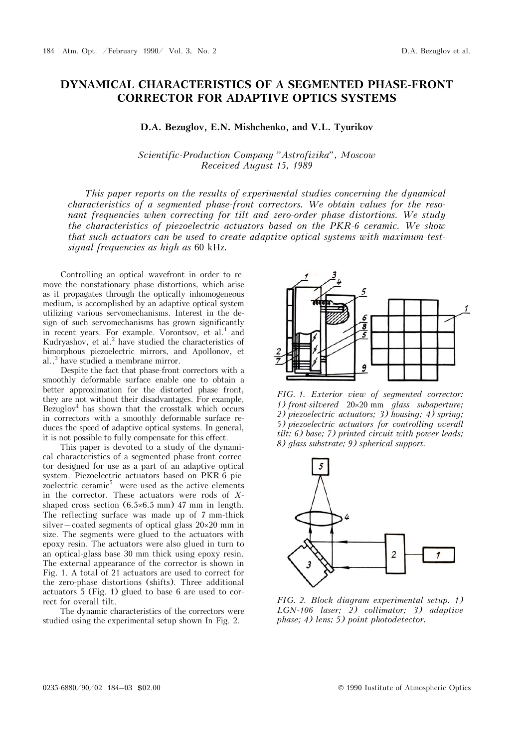# DYNAMICAL CHARACTERISTICS OF A SEGMENTED PHASE-FRONT CORRECTOR FOR ADAPTIVE OPTICS SYSTEMS

**D.A. Bezuglov, E.N. Mishchenko, and V.L. Tyurikov**

*Scientific-Production Company "Astrofizika", Moscow*
*Received August 15, 1989*

*This paper reports on the results of experimental studies concerning the dynamical characteristics of a segmented phase-front correctors. We obtain values for the resonant frequencies when correcting for tilt and zero-order phase distortions. We study the characteristics of piezoelectric actuators based on the PKR-6 ceramic. We show that such actuators can be used to create adaptive optical systems with maximum test-signal frequencies as high as* 60 kHz.

Controlling an optical wavefront in order to remove the nonstationary phase distortions, which arise as it propagates through the optically inhomogeneous medium, is accomplished by an adaptive optical system utilizing various servomechanisms. Interest in the design of such servomechanisms has grown significantly in recent years. For example. Vorontsov, et al.[1] and Kudryashov, et al.[2] have studied the characteristics of bimorphous piezoelectric mirrors, and Apollonov, et al.,[3] have studied a membrane mirror.

Despite the fact that phase-front correctors with a smoothly deformable surface enable one to obtain a better approximation for the distorted phase front, they are not without their disadvantages. For example, Bezuglov[4] has shown that the crosstalk which occurs in correctors with a smoothly deformable surface reduces the speed of adaptive optical systems. In general, it is not possible to fully compensate for this effect.

This paper is devoted to a study of the dynamical characteristics of a segmented phase-front corrector designed for use as a part of an adaptive optical system. Piezoelectric actuators based on PKR-6 piezoelectric ceramic[5] were used as the active elements in the corrector. These actuators were rods of $X$-shaped cross section (6.5×6.5 mm) 47 mm in length. The reflecting surface was made up of 7 mm-thick silver—coated segments of optical glass 20×20 mm in size. The segments were glued to the actuators with epoxy resin. The actuators were also glued in turn to an optical-glass base 30 mm thick using epoxy resin. The external appearance of the corrector is shown in Fig. 1. A total of 21 actuators are used to correct for the zero-phase distortions (shifts). Three additional actuators 5 (Fig. 1) glued to base 6 are used to correct for overall tilt.

The dynamic characteristics of the correctors were studied using the experimental setup shown In Fig. 2.

*FIG. 1. Exterior view of segmented corrector: 1) front-silvered* 20×20 mm *glass subaperture; 2) piezoelectric actuators; 3) housing; 4) spring; 5) piezoelectric actuators for controlling overall tilt; 6) base; 7) printed circuit with power leads; 8) glass substrate; 9) spherical support.*

*FIG. 2. Block diagram experimental setup. 1) LGN-106 laser; 2) collimator; 3) adaptive phase; 4) lens; 5) point photodetector.*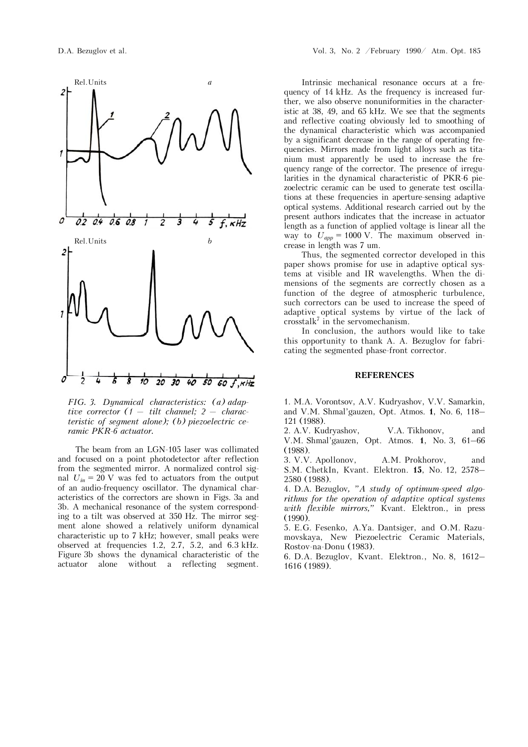Rel. Units

*a*

2

1

0

0.2 0.4 0.6 0.8 1 2 3 4 5 f, κHz

Rel. Units

*b*

2

1

0

2 4 6 8 10 20 30 40 50 60 f, κHz

*FIG. 3. Dynamical characteristics: (a) adaptive corrector (1 — tilt channel; 2 — characteristic of segment alone); (b) piezoelectric ceramic PKR-6 actuator.*

The beam from an LGN-105 laser was collimated and focused on a point photodetector after reflection from the segmented mirror. A normalized control signal $U_{in}$ = 20 V was fed to actuators from the output of an audio-frequency oscillator. The dynamical characteristics of the correctors are shown in Figs. 3a and 3b. A mechanical resonance of the system corresponding to a tilt was observed at 350 Hz. The mirror segment alone showed a relatively uniform dynamical characteristic up to 7 kHz; however, small peaks were observed at frequencies 1.2, 2.7, 5.2, and 6.3 kHz. Figure 3b shows the dynamical characteristic of the actuator alone without a reflecting segment.

Intrinsic mechanical resonance occurs at a frequency of 14 kHz. As the frequency is increased further, we also observe nonuniformities in the characteristic at 38, 49, and 65 kHz. We see that the segments and reflective coating obviously led to smoothing of the dynamical characteristic which was accompanied by a significant decrease in the range of operating frequencies. Mirrors made from light alloys such as titanium must apparently be used to increase the frequency range of the corrector. The presence of irregularities in the dynamical characteristic of PKR-6 piezoelectric ceramic can be used to generate test oscillations at these frequencies in aperture-sensing adaptive optical systems. Additional research carried out by the present authors indicates that the increase in actuator length as a function of applied voltage is linear all the way to $U_{app}$ = 1000 V. The maximum observed increase in length was 7 um.

Thus, the segmented corrector developed in this paper shows promise for use in adaptive optical systems at visible and IR wavelengths. When the dimensions of the segments are correctly chosen as a function of the degree of atmospheric turbulence, such correctors can be used to increase the speed of adaptive optical systems by virtue of the lack of crosstalk[7] in the servomechanism.

In conclusion, the authors would like to take this opportunity to thank A. A. Bezuglov for fabricating the segmented phase-front corrector.

## REFERENCES

1. M.A. Vorontsov, A.V. Kudryashov, V.V. Samarkin, and V.M. Shmal'gauzen, Opt. Atmos. **1**, No. 6, 118–121 (1988).
2. A.V. Kudryashov, V.A. Tikhonov, and V.M. Shmal'gauzen, Opt. Atmos. **1**, No. 3, 61–66 (1988).
3. V.V. Apollonov, A.M. Prokhorov, and S.M. ChetkIn, Kvant. Elektron. **15**, No. 12, 2578–2580 (1988).
4. D.A. Bezuglov, *"A study of optimum-speed algorithms for the operation of adaptive optical systems with flexible mirrors,"* Kvant. Elektron., in press (1990).
5. E.G. Fesenko, A.Ya. Dantsiger, and O.M. Razumovskaya, New Piezoelectric Ceramic Materials, Rostov-na-Donu (1983).
6. D.A. Bezuglov, Kvant. Elektron., No. 8, 1612–1616 (1989).